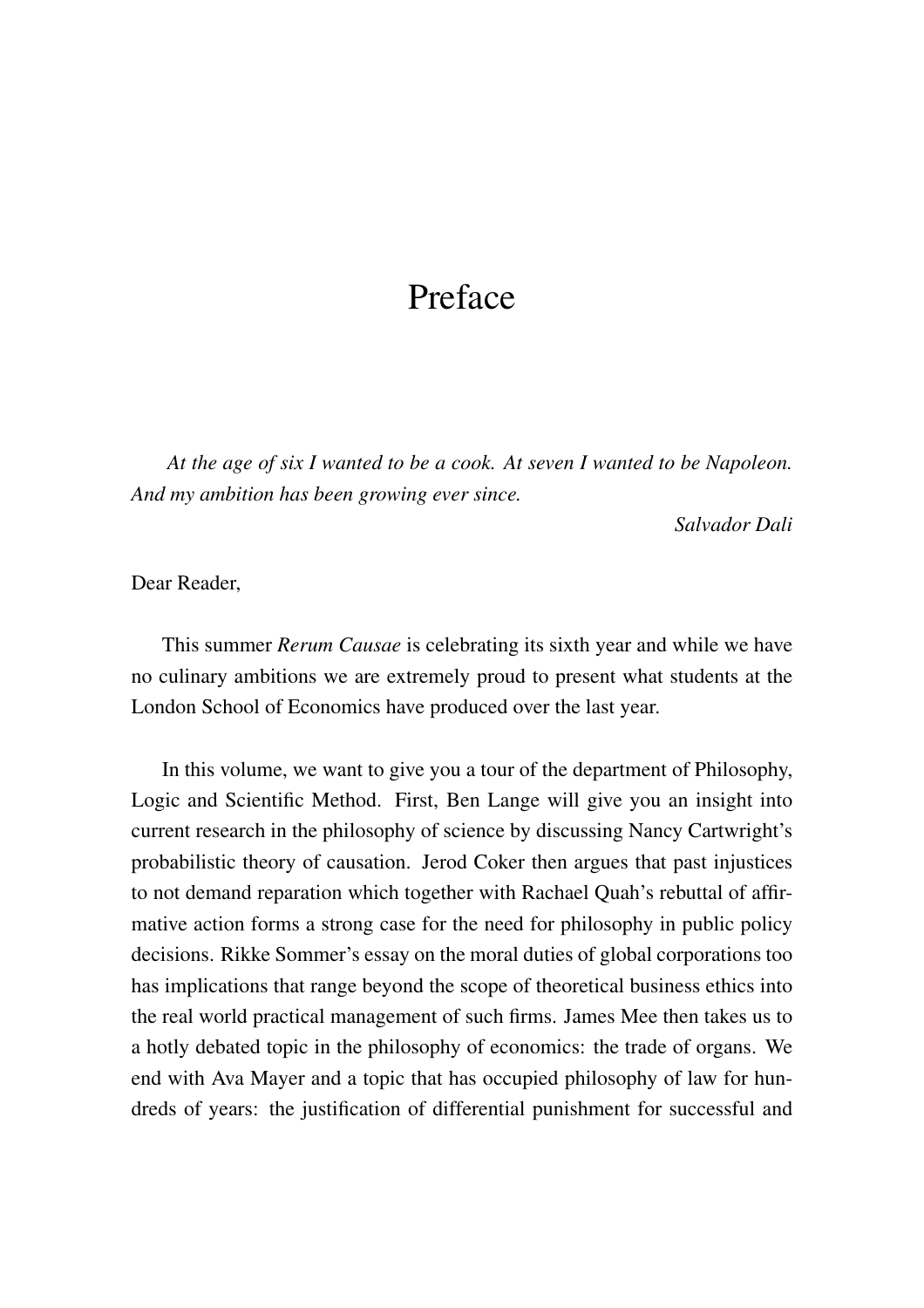# Preface

*At the age of six I wanted to be a cook. At seven I wanted to be Napoleon. And my ambition has been growing ever since.*

*Salvador Dali*

Dear Reader,

This summer *Rerum Causae* is celebrating its sixth year and while we have no culinary ambitions we are extremely proud to present what students at the London School of Economics have produced over the last year.

In this volume, we want to give you a tour of the department of Philosophy, Logic and Scientific Method. First, Ben Lange will give you an insight into current research in the philosophy of science by discussing Nancy Cartwright's probabilistic theory of causation. Jerod Coker then argues that past injustices to not demand reparation which together with Rachael Quah's rebuttal of affirmative action forms a strong case for the need for philosophy in public policy decisions. Rikke Sommer's essay on the moral duties of global corporations too has implications that range beyond the scope of theoretical business ethics into the real world practical management of such firms. James Mee then takes us to a hotly debated topic in the philosophy of economics: the trade of organs. We end with Ava Mayer and a topic that has occupied philosophy of law for hundreds of years: the justification of differential punishment for successful and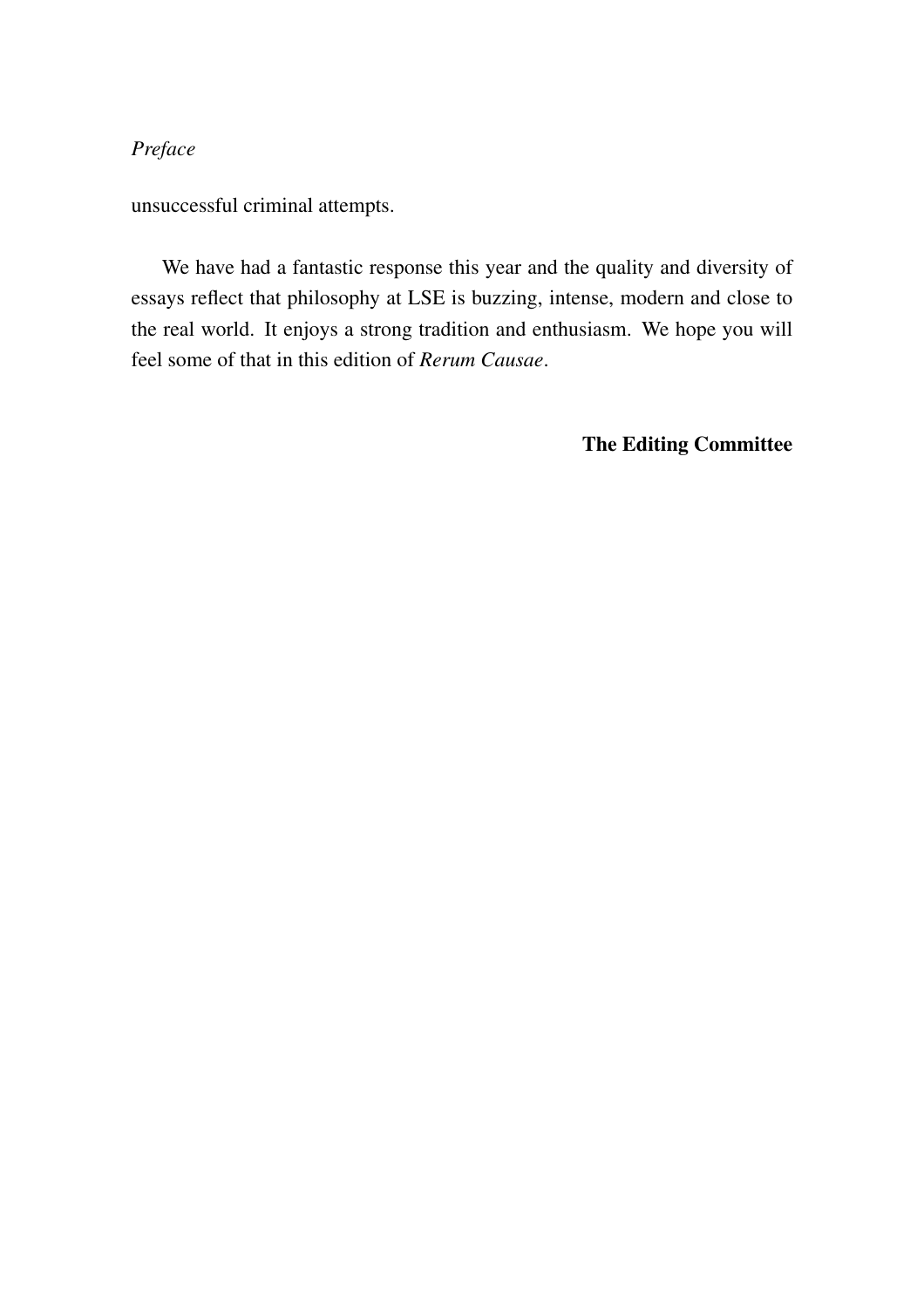unsuccessful criminal attempts.

We have had a fantastic response this year and the quality and diversity of essays reflect that philosophy at LSE is buzzing, intense, modern and close to the real world. It enjoys a strong tradition and enthusiasm. We hope you will feel some of that in this edition of *Rerum Causae*.

**The Editing Committee**